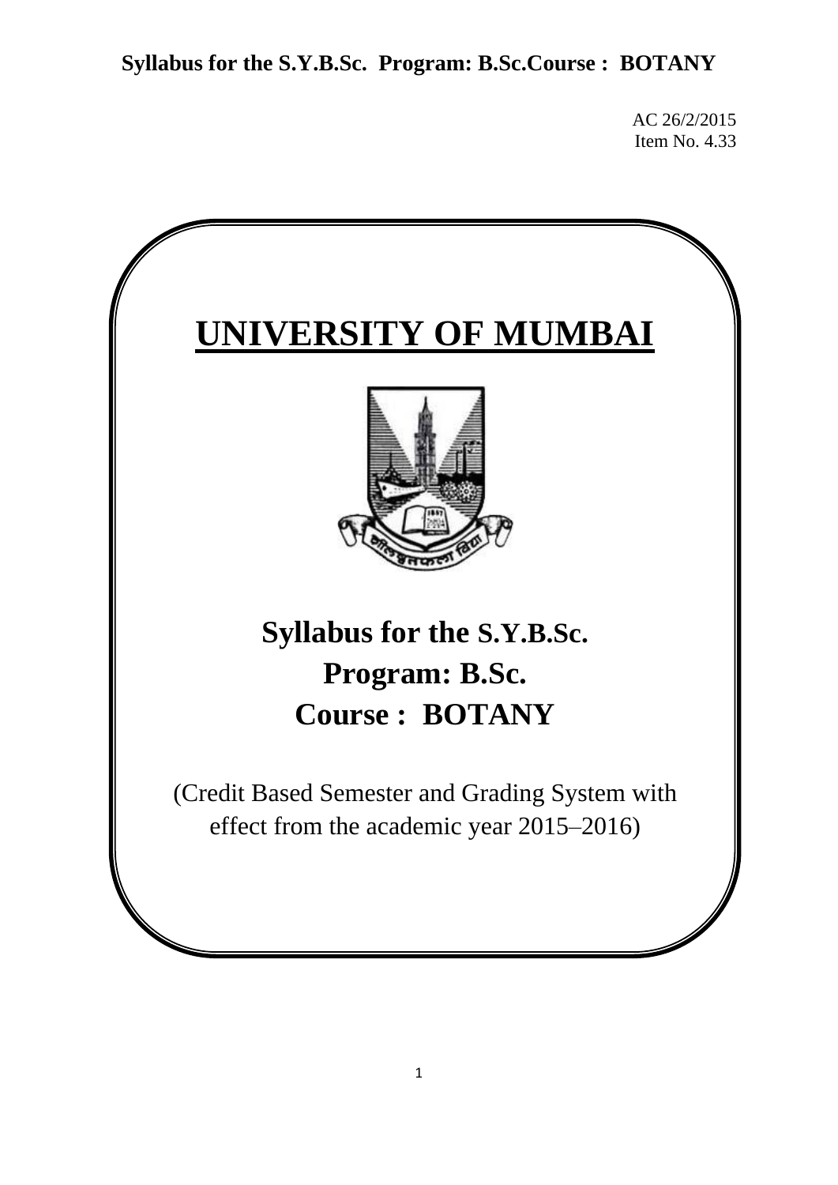AC 26/2/2015
Item No. 4.33

# UNIVERSITY OF MUMBAI

## Syllabus for the S.Y.B.Sc.
## Program: B.Sc.
## Course : BOTANY

(Credit Based Semester and Grading System with effect from the academic year 2015–2016)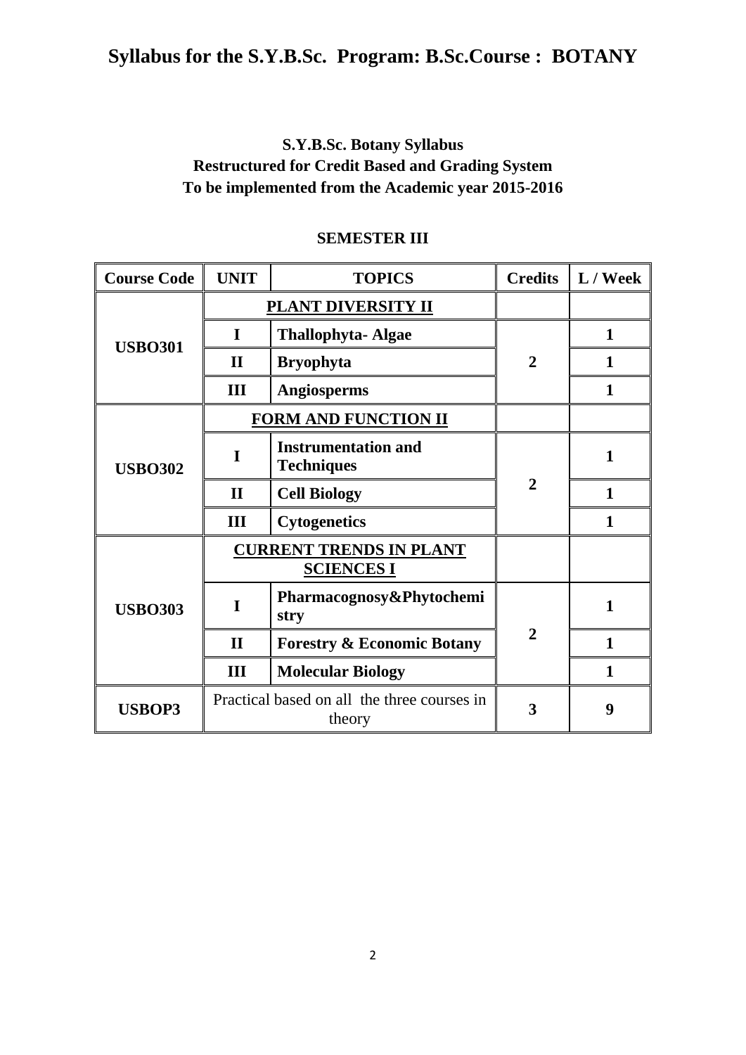# Syllabus for the S.Y.B.Sc. Program: B.Sc.Course : BOTANY

**S.Y.B.Sc. Botany Syllabus**
**Restructured for Credit Based and Grading System**
**To be implemented from the Academic year 2015-2016**

## SEMESTER III

| Course Code | UNIT | TOPICS | Credits | L / Week |
|---|---|---|---|---|
| USBO301 | **PLANT DIVERSITY II** | | | |
| | I | Thallophyta- Algae | 2 | 1 |
| | II | Bryophyta | | 1 |
| | III | Angiosperms | | 1 |
| USBO302 | **FORM AND FUNCTION II** | | | |
| | I | Instrumentation and Techniques | 2 | 1 |
| | II | Cell Biology | | 1 |
| | III | Cytogenetics | | 1 |
| USBO303 | **CURRENT TRENDS IN PLANT SCIENCES I** | | | |
| | I | Pharmacognosy&Phytochemistry | 2 | 1 |
| | II | Forestry & Economic Botany | | 1 |
| | III | Molecular Biology | | 1 |
| USBOP3 | Practical based on all the three courses in theory | | 3 | 9 |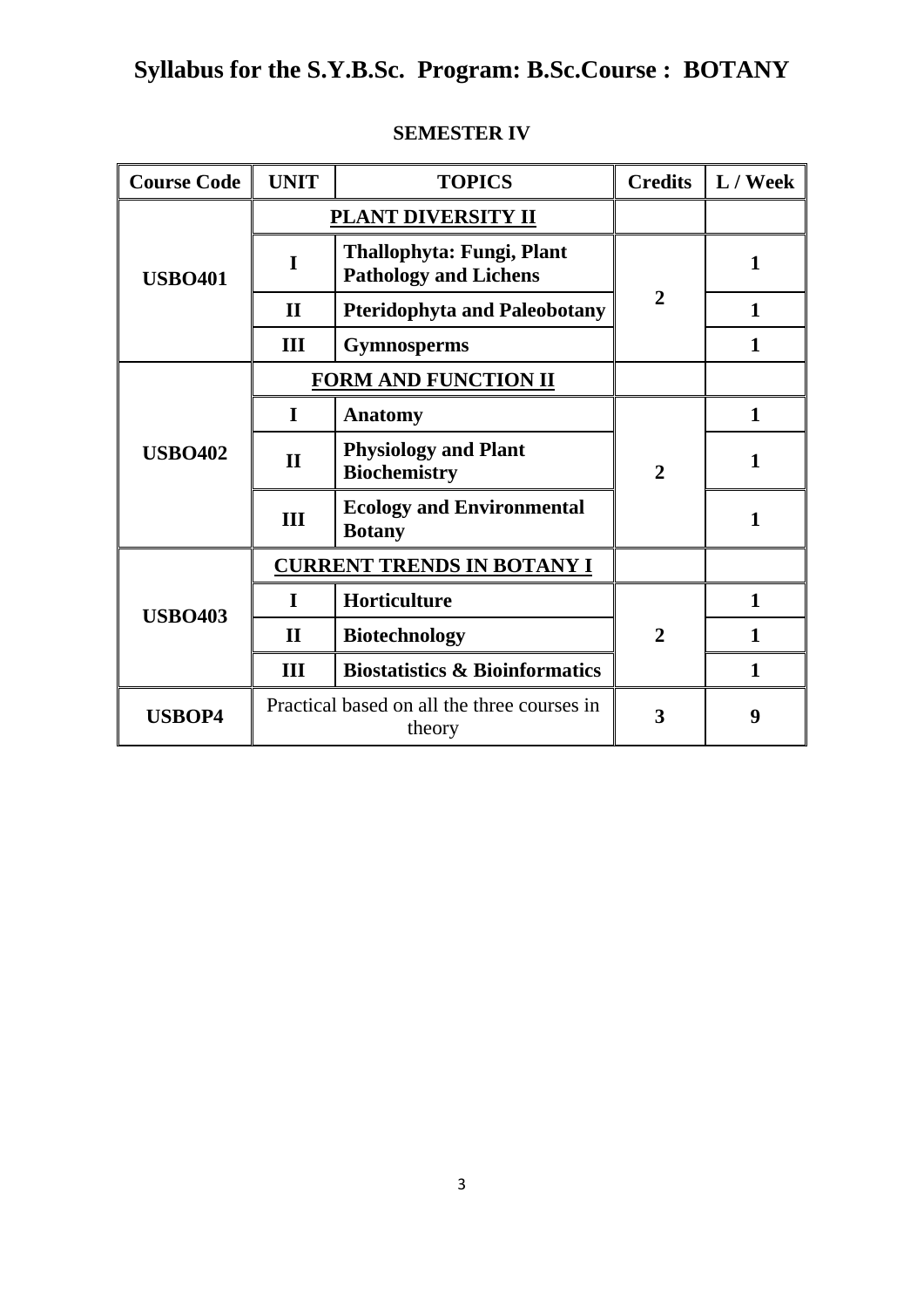# Syllabus for the S.Y.B.Sc. Program: B.Sc.Course : BOTANY

## SEMESTER IV

| Course Code | UNIT | TOPICS | Credits | L / Week |
|---|---|---|---|---|
| USBO401 | | **PLANT DIVERSITY II** | | |
| | I | **Thallophyta: Fungi, Plant Pathology and Lichens** | 2 | 1 |
| | II | **Pteridophyta and Paleobotany** | | 1 |
| | III | **Gymnosperms** | | 1 |
| USBO402 | | **FORM AND FUNCTION II** | | |
| | I | **Anatomy** | 2 | 1 |
| | II | **Physiology and Plant Biochemistry** | | 1 |
| | III | **Ecology and Environmental Botany** | | 1 |
| USBO403 | | **CURRENT TRENDS IN BOTANY I** | | |
| | I | **Horticulture** | 2 | 1 |
| | II | **Biotechnology** | | 1 |
| | III | **Biostatistics & Bioinformatics** | | 1 |
| USBOP4 | Practical based on all the three courses in theory | | 3 | 9 |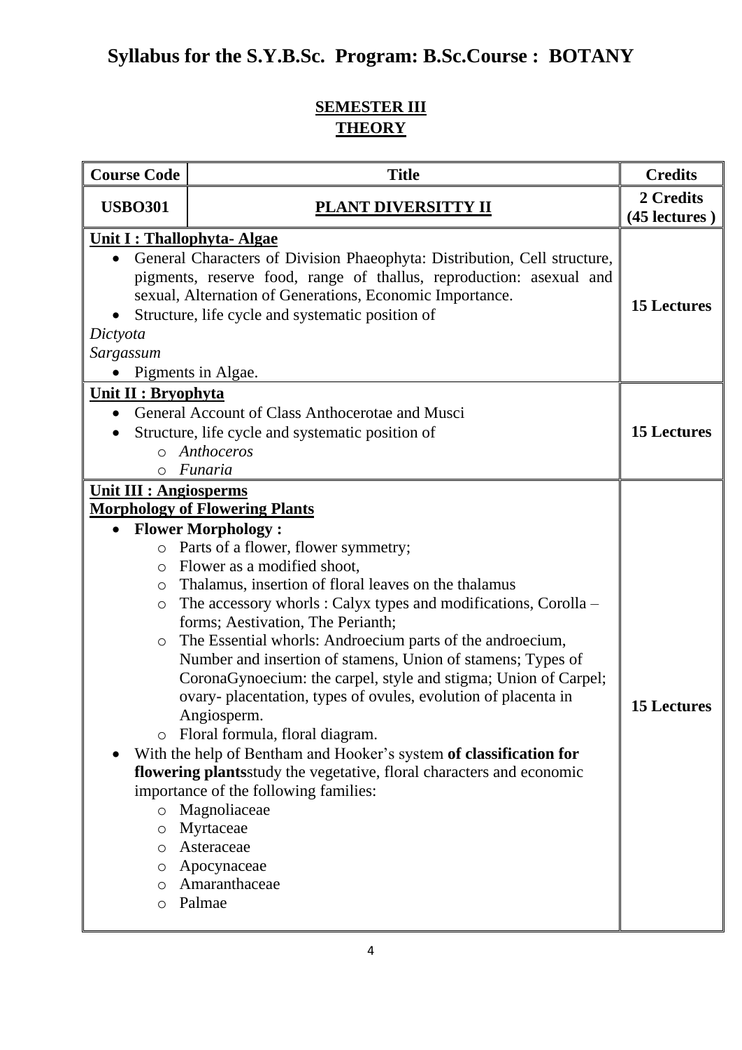# Syllabus for the S.Y.B.Sc. Program: B.Sc.Course : BOTANY

## SEMESTER III
## THEORY

| Course Code | Title | Credits |
|---|---|---|
| **USBO301** | **PLANT DIVERSITTY II** | **2 Credits (45 lectures )** |
| **Unit I : Thallophyta- Algae**<br>• General Characters of Division Phaeophyta: Distribution, Cell structure, pigments, reserve food, range of thallus, reproduction: asexual and sexual, Alternation of Generations, Economic Importance.<br>• Structure, life cycle and systematic position of<br>*Dictyota*<br>*Sargassum*<br>• Pigments in Algae. | | **15 Lectures** |
| **Unit II : Bryophyta**<br>• General Account of Class Anthocerotae and Musci<br>• Structure, life cycle and systematic position of<br>○ *Anthoceros*<br>○ *Funaria* | | **15 Lectures** |
| **Unit III : Angiosperms**<br>**Morphology of Flowering Plants**<br>• **Flower Morphology :**<br>○ Parts of a flower, flower symmetry;<br>○ Flower as a modified shoot,<br>○ Thalamus, insertion of floral leaves on the thalamus<br>○ The accessory whorls : Calyx types and modifications, Corolla – forms; Aestivation, The Perianth;<br>○ The Essential whorls: Androecium parts of the androecium, Number and insertion of stamens, Union of stamens; Types of CoronaGynoecium: the carpel, style and stigma; Union of Carpel; ovary- placentation, types of ovules, evolution of placenta in Angiosperm.<br>○ Floral formula, floral diagram.<br>• With the help of Bentham and Hooker's system **of classification for flowering plants**study the vegetative, floral characters and economic importance of the following families:<br>○ Magnoliaceae<br>○ Myrtaceae<br>○ Asteraceae<br>○ Apocynaceae<br>○ Amaranthaceae<br>○ Palmae | | **15 Lectures** |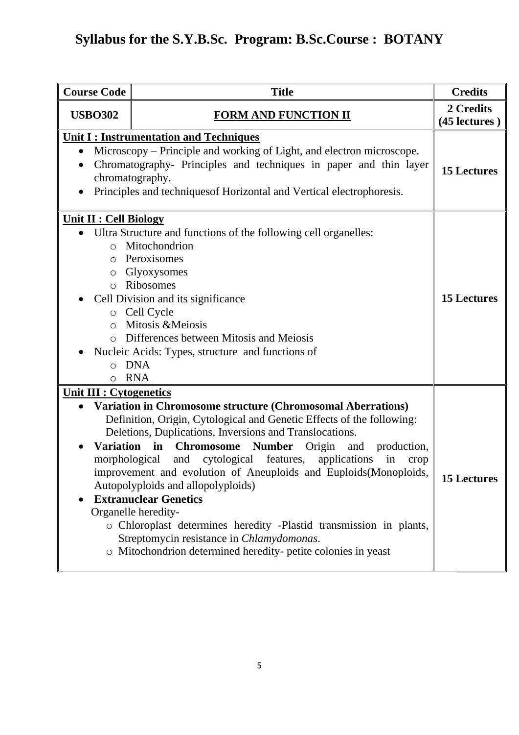# Syllabus for the S.Y.B.Sc. Program: B.Sc.Course : BOTANY

| Course Code | Title | Credits |
|---|---|---|
| **USBO302** | **FORM AND FUNCTION II** | **2 Credits (45 lectures )** |
| **Unit I : Instrumentation and Techniques**<br>• Microscopy – Principle and working of Light, and electron microscope.<br>• Chromatography- Principles and techniques in paper and thin layer chromatography.<br>• Principles and techniquesof Horizontal and Vertical electrophoresis. | | **15 Lectures** |
| **Unit II : Cell Biology**<br>• Ultra Structure and functions of the following cell organelles:<br>  ○ Mitochondrion<br>  ○ Peroxisomes<br>  ○ Glyoxysomes<br>  ○ Ribosomes<br>• Cell Division and its significance<br>  ○ Cell Cycle<br>  ○ Mitosis &Meiosis<br>  ○ Differences between Mitosis and Meiosis<br>• Nucleic Acids: Types, structure and functions of<br>  ○ DNA<br>  ○ RNA | | **15 Lectures** |
| **Unit III : Cytogenetics**<br>• **Variation in Chromosome structure (Chromosomal Aberrations)** Definition, Origin, Cytological and Genetic Effects of the following: Deletions, Duplications, Inversions and Translocations.<br>• **Variation in Chromosome Number** Origin and production, morphological and cytological features, applications in crop improvement and evolution of Aneuploids and Euploids(Monoploids, Autopolyploids and allopolyploids)<br>• **Extranuclear Genetics**<br>Organelle heredity-<br>  ○ Chloroplast determines heredity -Plastid transmission in plants, Streptomycin resistance in *Chlamydomonas*.<br>  ○ Mitochondrion determined heredity- petite colonies in yeast | | **15 Lectures** |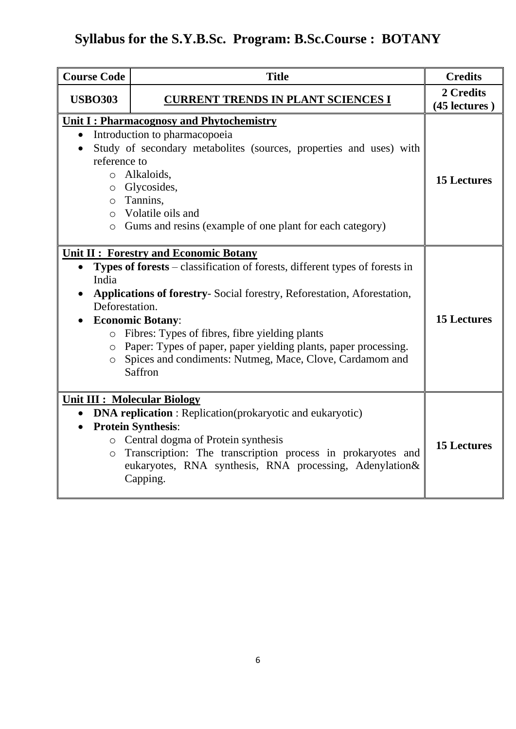# Syllabus for the S.Y.B.Sc. Program: B.Sc.Course : BOTANY

| Course Code | Title | Credits |
|---|---|---|
| **USBO303** | **<u>CURRENT TRENDS IN PLANT SCIENCES I</u>** | **2 Credits (45 lectures )** |
| **<u>Unit I : Pharmacognosy and Phytochemistry</u>**<br>• Introduction to pharmacopoeia<br>• Study of secondary metabolites (sources, properties and uses) with reference to<br>  ○ Alkaloids,<br>  ○ Glycosides,<br>  ○ Tannins,<br>  ○ Volatile oils and<br>  ○ Gums and resins (example of one plant for each category) | | **15 Lectures** |
| **<u>Unit II : Forestry and Economic Botany</u>**<br>• **Types of forests** – classification of forests, different types of forests in India<br>• **Applications of forestry**- Social forestry, Reforestation, Aforestation, Deforestation.<br>• **Economic Botany**:<br>  ○ Fibres: Types of fibres, fibre yielding plants<br>  ○ Paper: Types of paper, paper yielding plants, paper processing.<br>  ○ Spices and condiments: Nutmeg, Mace, Clove, Cardamom and Saffron | | **15 Lectures** |
| **<u>Unit III : Molecular Biology</u>**<br>• **DNA replication** : Replication(prokaryotic and eukaryotic)<br>• **Protein Synthesis**:<br>  ○ Central dogma of Protein synthesis<br>  ○ Transcription: The transcription process in prokaryotes and eukaryotes, RNA synthesis, RNA processing, Adenylation& Capping. | | **15 Lectures** |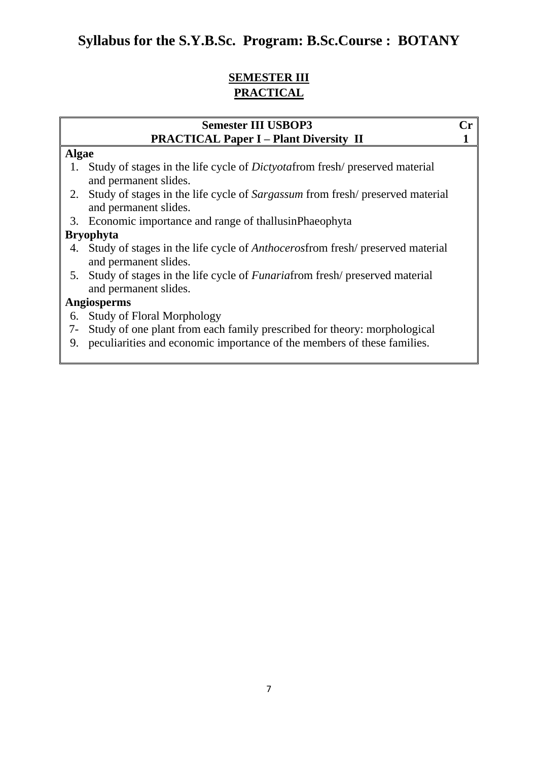# Syllabus for the S.Y.B.Sc. Program: B.Sc.Course : BOTANY

## SEMESTER III
## PRACTICAL

| Semester III USBOP3<br>PRACTICAL Paper I – Plant Diversity II | Cr<br>1 |
|---|---|

**Algae**

1. Study of stages in the life cycle of *Dictyota*from fresh/ preserved material and permanent slides.
2. Study of stages in the life cycle of *Sargassum* from fresh/ preserved material and permanent slides.
3. Economic importance and range of thallusinPhaeophyta

**Bryophyta**

4. Study of stages in the life cycle of *Anthoceros*from fresh/ preserved material and permanent slides.
5. Study of stages in the life cycle of *Funaria*from fresh/ preserved material and permanent slides.

**Angiosperms**

6. Study of Floral Morphology

7- Study of one plant from each family prescribed for theory: morphological
9. peculiarities and economic importance of the members of these families.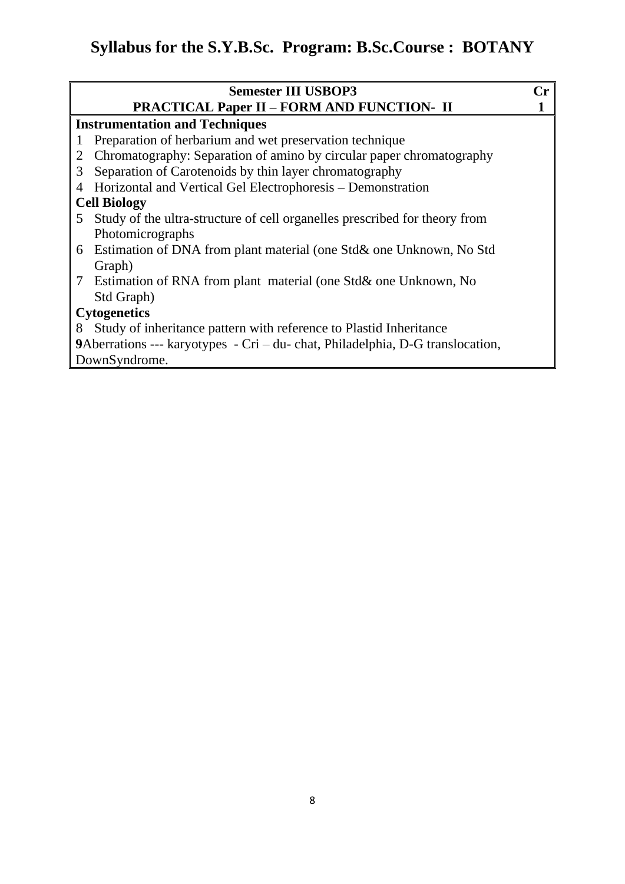# Syllabus for the S.Y.B.Sc. Program: B.Sc.Course : BOTANY

| Semester III USBOP3<br>PRACTICAL Paper II – FORM AND FUNCTION- II | Cr<br>1 |
|---|---|
| **Instrumentation and Techniques**<br>1 Preparation of herbarium and wet preservation technique<br>2 Chromatography: Separation of amino by circular paper chromatography<br>3 Separation of Carotenoids by thin layer chromatography<br>4 Horizontal and Vertical Gel Electrophoresis – Demonstration<br>**Cell Biology**<br>5 Study of the ultra-structure of cell organelles prescribed for theory from Photomicrographs<br>6 Estimation of DNA from plant material (one Std& one Unknown, No Std Graph)<br>7 Estimation of RNA from plant material (one Std& one Unknown, No Std Graph)<br>**Cytogenetics**<br>8 Study of inheritance pattern with reference to Plastid Inheritance<br>**9**Aberrations --- karyotypes - Cri – du- chat, Philadelphia, D-G translocation, DownSyndrome. | |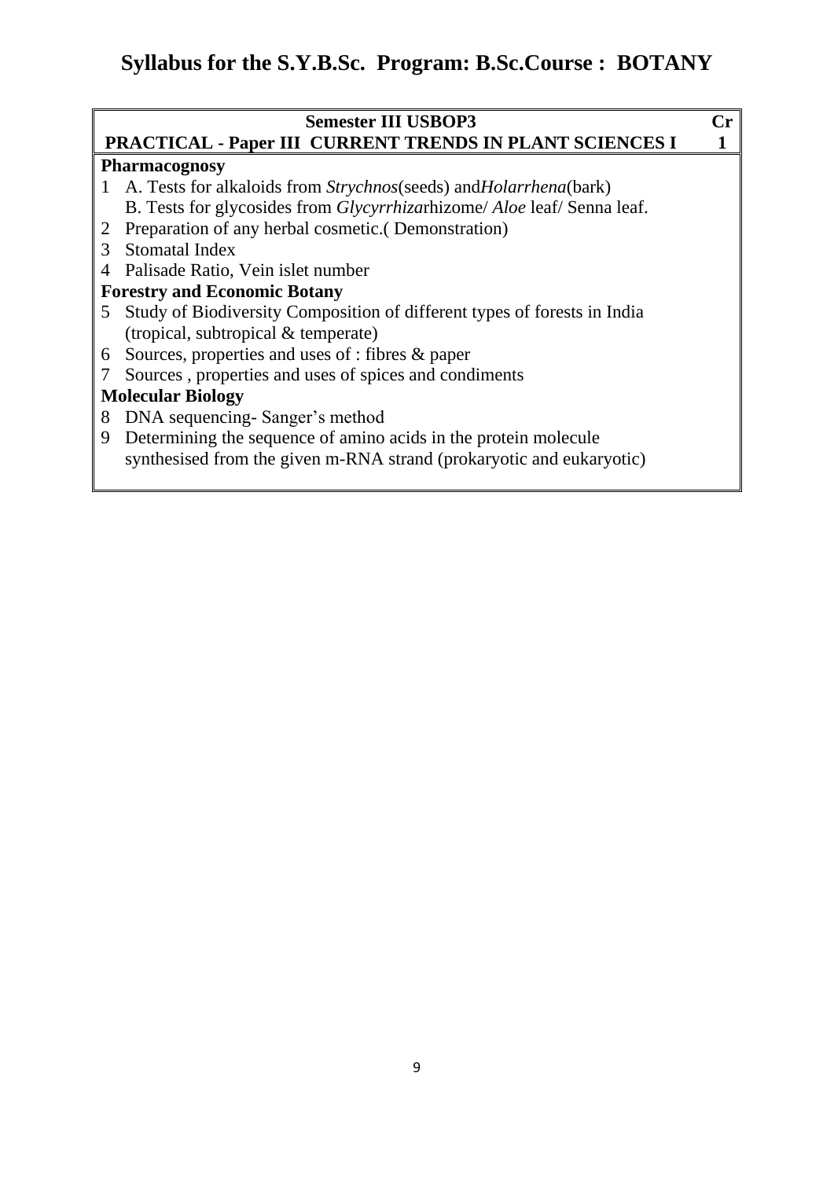# Syllabus for the S.Y.B.Sc. Program: B.Sc.Course : BOTANY

| Semester III USBOP3<br>PRACTICAL - Paper III CURRENT TRENDS IN PLANT SCIENCES I | Cr<br>1 |
|---|---|
| **Pharmacognosy** | |
| 1 A. Tests for alkaloids from *Strychnos*(seeds) and*Holarrhena*(bark)<br>B. Tests for glycosides from *Glycyrrhiza*rhizome/ *Aloe* leaf/ Senna leaf. | |
| 2 Preparation of any herbal cosmetic.( Demonstration) | |
| 3 Stomatal Index | |
| 4 Palisade Ratio, Vein islet number | |
| **Forestry and Economic Botany** | |
| 5 Study of Biodiversity Composition of different types of forests in India (tropical, subtropical & temperate) | |
| 6 Sources, properties and uses of : fibres & paper | |
| 7 Sources , properties and uses of spices and condiments | |
| **Molecular Biology** | |
| 8 DNA sequencing- Sanger's method | |
| 9 Determining the sequence of amino acids in the protein molecule synthesised from the given m-RNA strand (prokaryotic and eukaryotic) | |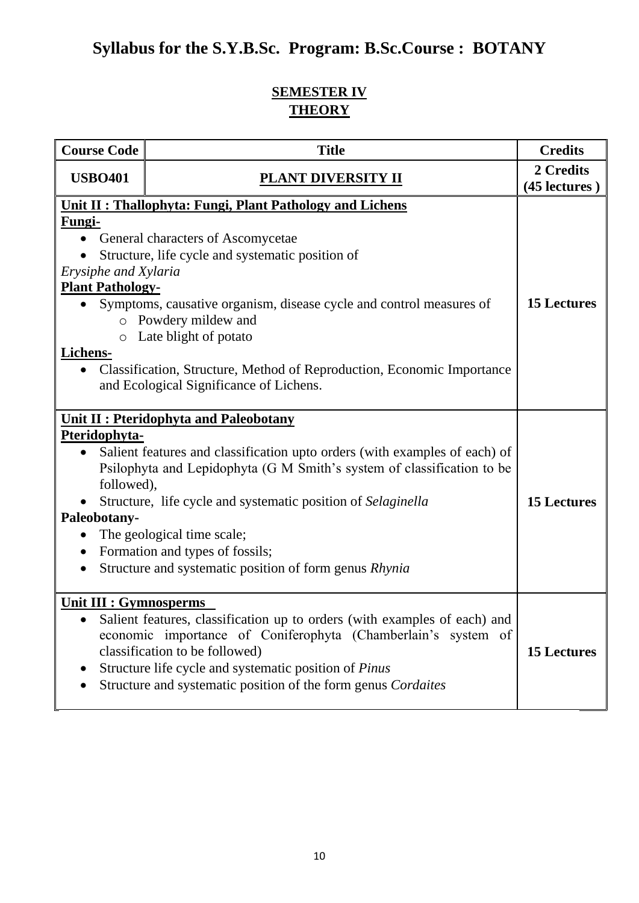# Syllabus for the S.Y.B.Sc. Program: B.Sc.Course : BOTANY

## SEMESTER IV
## THEORY

| Course Code | Title | Credits |
|---|---|---|
| **USBO401** | **PLANT DIVERSITY II** | **2 Credits (45 lectures )** |
| **Unit II : Thallophyta: Fungi, Plant Pathology and Lichens**<br>**Fungi-**<br>• General characters of Ascomycetae<br>• Structure, life cycle and systematic position of<br>*Erysiphe and Xylaria*<br>**Plant Pathology-**<br>• Symptoms, causative organism, disease cycle and control measures of<br>  ○ Powdery mildew and<br>  ○ Late blight of potato<br>**Lichens-**<br>• Classification, Structure, Method of Reproduction, Economic Importance and Ecological Significance of Lichens. | | **15 Lectures** |
| **Unit II : Pteridophyta and Paleobotany**<br>**Pteridophyta-**<br>• Salient features and classification upto orders (with examples of each) of Psilophyta and Lepidophyta (G M Smith's system of classification to be followed),<br>• Structure, life cycle and systematic position of *Selaginella*<br>**Paleobotany-**<br>• The geological time scale;<br>• Formation and types of fossils;<br>• Structure and systematic position of form genus *Rhynia* | | **15 Lectures** |
| **Unit III : Gymnosperms**<br>• Salient features, classification up to orders (with examples of each) and economic importance of Coniferophyta (Chamberlain's system of classification to be followed)<br>• Structure life cycle and systematic position of *Pinus*<br>• Structure and systematic position of the form genus *Cordaites* | | **15 Lectures** |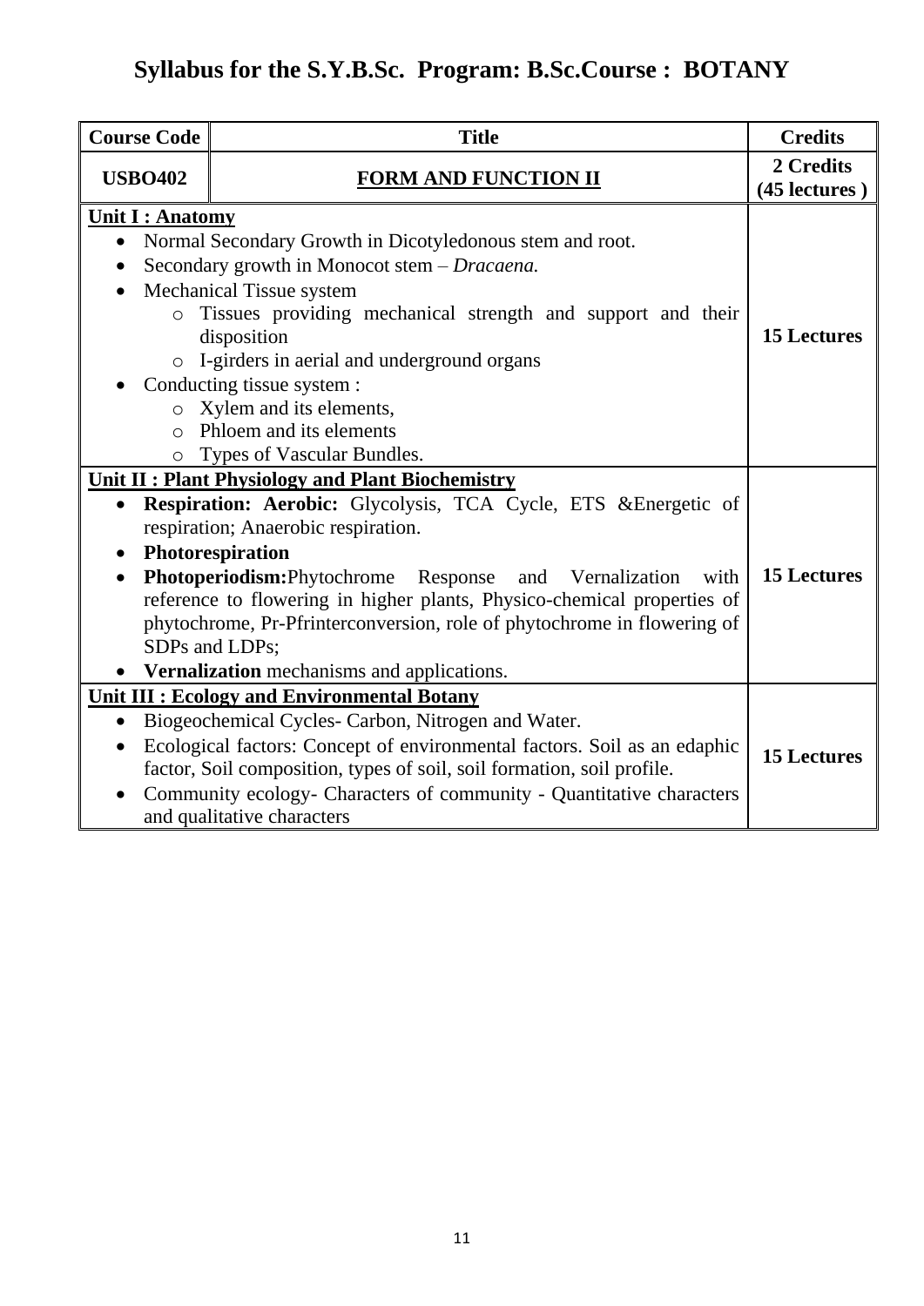# Syllabus for the S.Y.B.Sc. Program: B.Sc.Course : BOTANY

| Course Code | Title | Credits |
|---|---|---|
| **USBO402** | **FORM AND FUNCTION II** | **2 Credits (45 lectures )** |
| **Unit I : Anatomy**<br>• Normal Secondary Growth in Dicotyledonous stem and root.<br>• Secondary growth in Monocot stem – *Dracaena.*<br>• Mechanical Tissue system<br>  o Tissues providing mechanical strength and support and their disposition<br>  o I-girders in aerial and underground organs<br>• Conducting tissue system :<br>  o Xylem and its elements,<br>  o Phloem and its elements<br>  o Types of Vascular Bundles. | | **15 Lectures** |
| **Unit II : Plant Physiology and Plant Biochemistry**<br>• **Respiration: Aerobic:** Glycolysis, TCA Cycle, ETS &Energetic of respiration; Anaerobic respiration.<br>• **Photorespiration**<br>• **Photoperiodism:**Phytochrome Response and Vernalization with reference to flowering in higher plants, Physico-chemical properties of phytochrome, Pr-Pfrinterconversion, role of phytochrome in flowering of SDPs and LDPs;<br>• **Vernalization** mechanisms and applications. | | **15 Lectures** |
| **Unit III : Ecology and Environmental Botany**<br>• Biogeochemical Cycles- Carbon, Nitrogen and Water.<br>• Ecological factors: Concept of environmental factors. Soil as an edaphic factor, Soil composition, types of soil, soil formation, soil profile.<br>• Community ecology- Characters of community - Quantitative characters and qualitative characters | | **15 Lectures** |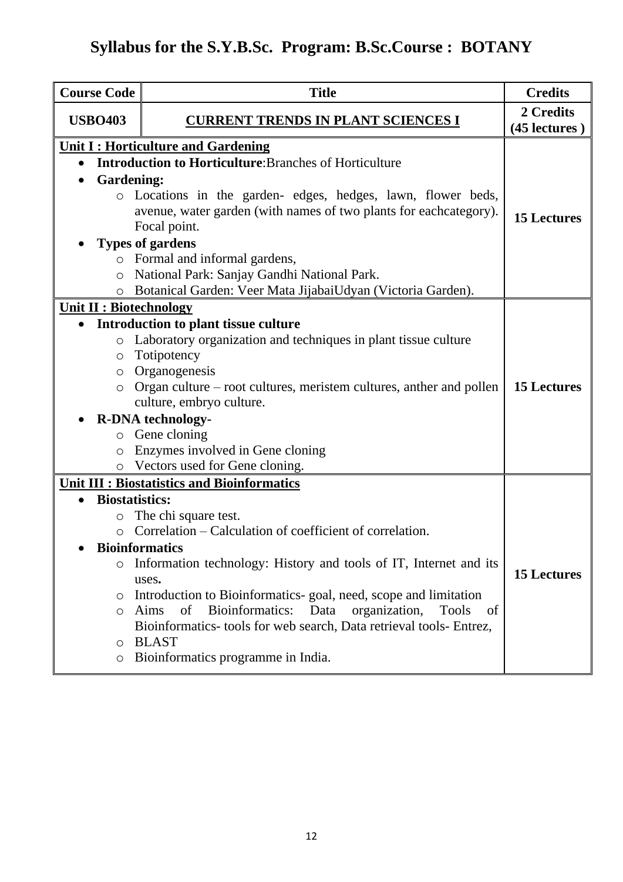# Syllabus for the S.Y.B.Sc. Program: B.Sc.Course : BOTANY

| Course Code | Title | Credits |
|---|---|---|
| **USBO403** | **CURRENT TRENDS IN PLANT SCIENCES I** | **2 Credits (45 lectures )** |
| **Unit I : Horticulture and Gardening**<br>• **Introduction to Horticulture**:Branches of Horticulture<br>• **Gardening:**<br>  ○ Locations in the garden- edges, hedges, lawn, flower beds, avenue, water garden (with names of two plants for eachcategory). Focal point.<br>• **Types of gardens**<br>  ○ Formal and informal gardens,<br>  ○ National Park: Sanjay Gandhi National Park.<br>  ○ Botanical Garden: Veer Mata JijabaiUdyan (Victoria Garden). | | **15 Lectures** |
| **Unit II : Biotechnology**<br>• **Introduction to plant tissue culture**<br>  ○ Laboratory organization and techniques in plant tissue culture<br>  ○ Totipotency<br>  ○ Organogenesis<br>  ○ Organ culture – root cultures, meristem cultures, anther and pollen culture, embryo culture.<br>• **R-DNA technology-**<br>  ○ Gene cloning<br>  ○ Enzymes involved in Gene cloning<br>  ○ Vectors used for Gene cloning. | | **15 Lectures** |
| **Unit III : Biostatistics and Bioinformatics**<br>• **Biostatistics:**<br>  ○ The chi square test.<br>  ○ Correlation – Calculation of coefficient of correlation.<br>• **Bioinformatics**<br>  ○ Information technology: History and tools of IT, Internet and its uses.<br>  ○ Introduction to Bioinformatics- goal, need, scope and limitation<br>  ○ Aims of Bioinformatics: Data organization, Tools of Bioinformatics- tools for web search, Data retrieval tools- Entrez,<br>  ○ BLAST<br>  ○ Bioinformatics programme in India. | | **15 Lectures** |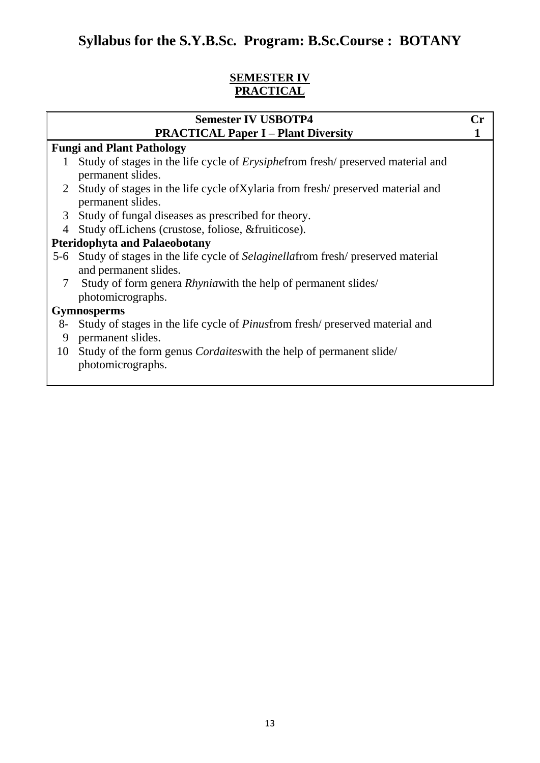# Syllabus for the S.Y.B.Sc. Program: B.Sc.Course : BOTANY

## SEMESTER IV
## PRACTICAL

| Semester IV USBOTP4<br>PRACTICAL Paper I – Plant Diversity | Cr<br>1 |
|---|---|
| **Fungi and Plant Pathology**<br>1 Study of stages in the life cycle of *Erysiphe*from fresh/ preserved material and permanent slides.<br>2 Study of stages in the life cycle ofXylaria from fresh/ preserved material and permanent slides.<br>3 Study of fungal diseases as prescribed for theory.<br>4 Study ofLichens (crustose, foliose, &fruiticose).<br>**Pteridophyta and Palaeobotany**<br>5-6 Study of stages in the life cycle of *Selaginella*from fresh/ preserved material and permanent slides.<br>7 Study of form genera *Rhynia*with the help of permanent slides/ photomicrographs.<br>**Gymnosperms**<br>8-9 Study of stages in the life cycle of *Pinus*from fresh/ preserved material and permanent slides.<br>10 Study of the form genus *Cordaites*with the help of permanent slide/ photomicrographs. | |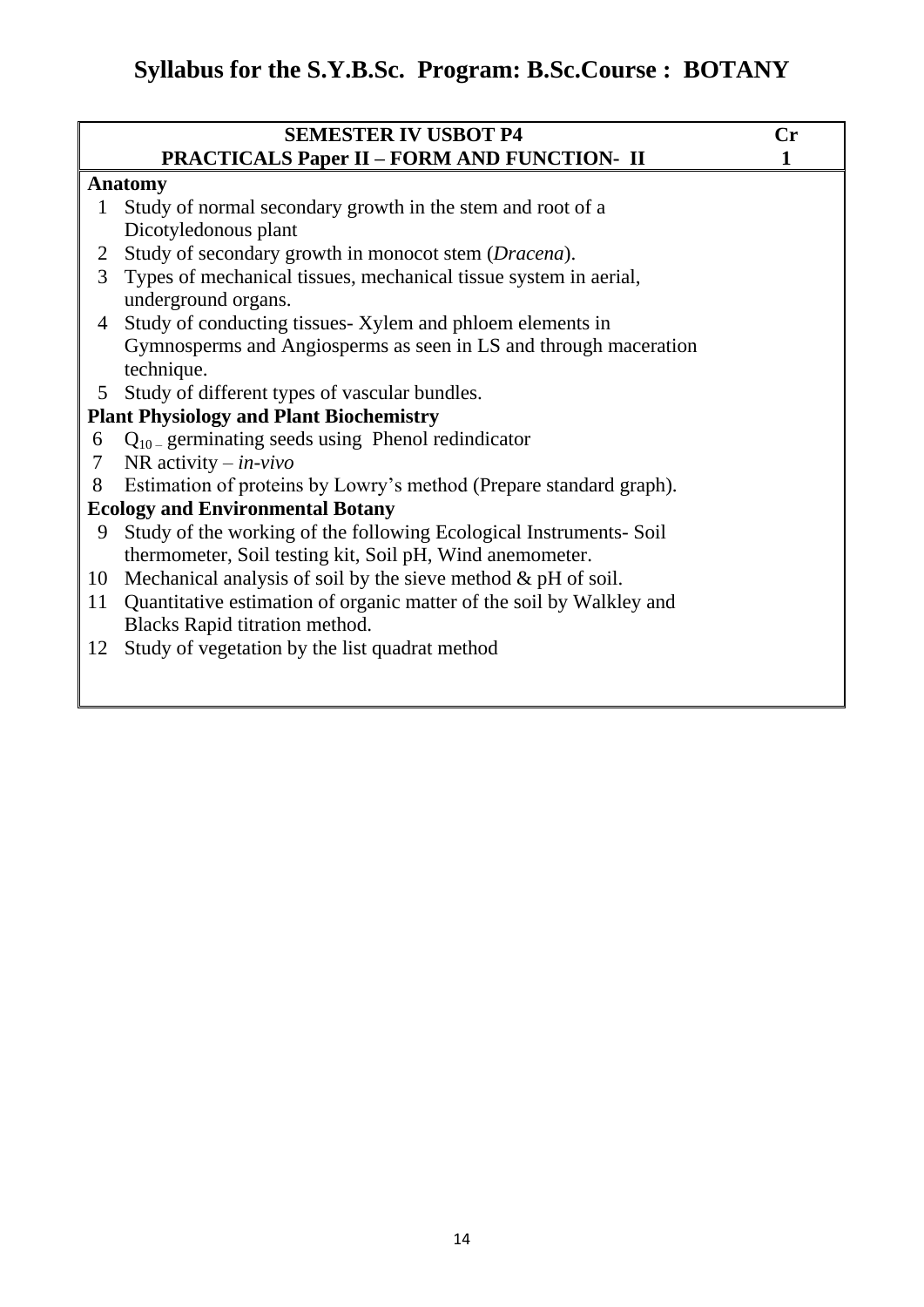# Syllabus for the S.Y.B.Sc. Program: B.Sc.Course : BOTANY

| SEMESTER IV USBOT P4<br>PRACTICALS Paper II – FORM AND FUNCTION- II | Cr<br>1 |
|---|---|

**Anatomy**

1. Study of normal secondary growth in the stem and root of a Dicotyledonous plant
2. Study of secondary growth in monocot stem (*Dracena*).
3. Types of mechanical tissues, mechanical tissue system in aerial, underground organs.
4. Study of conducting tissues- Xylem and phloem elements in Gymnosperms and Angiosperms as seen in LS and through maceration technique.
5. Study of different types of vascular bundles.

**Plant Physiology and Plant Biochemistry**

6. $Q_{10}$ – germinating seeds using Phenol redindicator
7. NR activity – *in-vivo*
8. Estimation of proteins by Lowry's method (Prepare standard graph).

**Ecology and Environmental Botany**

9. Study of the working of the following Ecological Instruments- Soil thermometer, Soil testing kit, Soil pH, Wind anemometer.
10. Mechanical analysis of soil by the sieve method & pH of soil.
11. Quantitative estimation of organic matter of the soil by Walkley and Blacks Rapid titration method.
12. Study of vegetation by the list quadrat method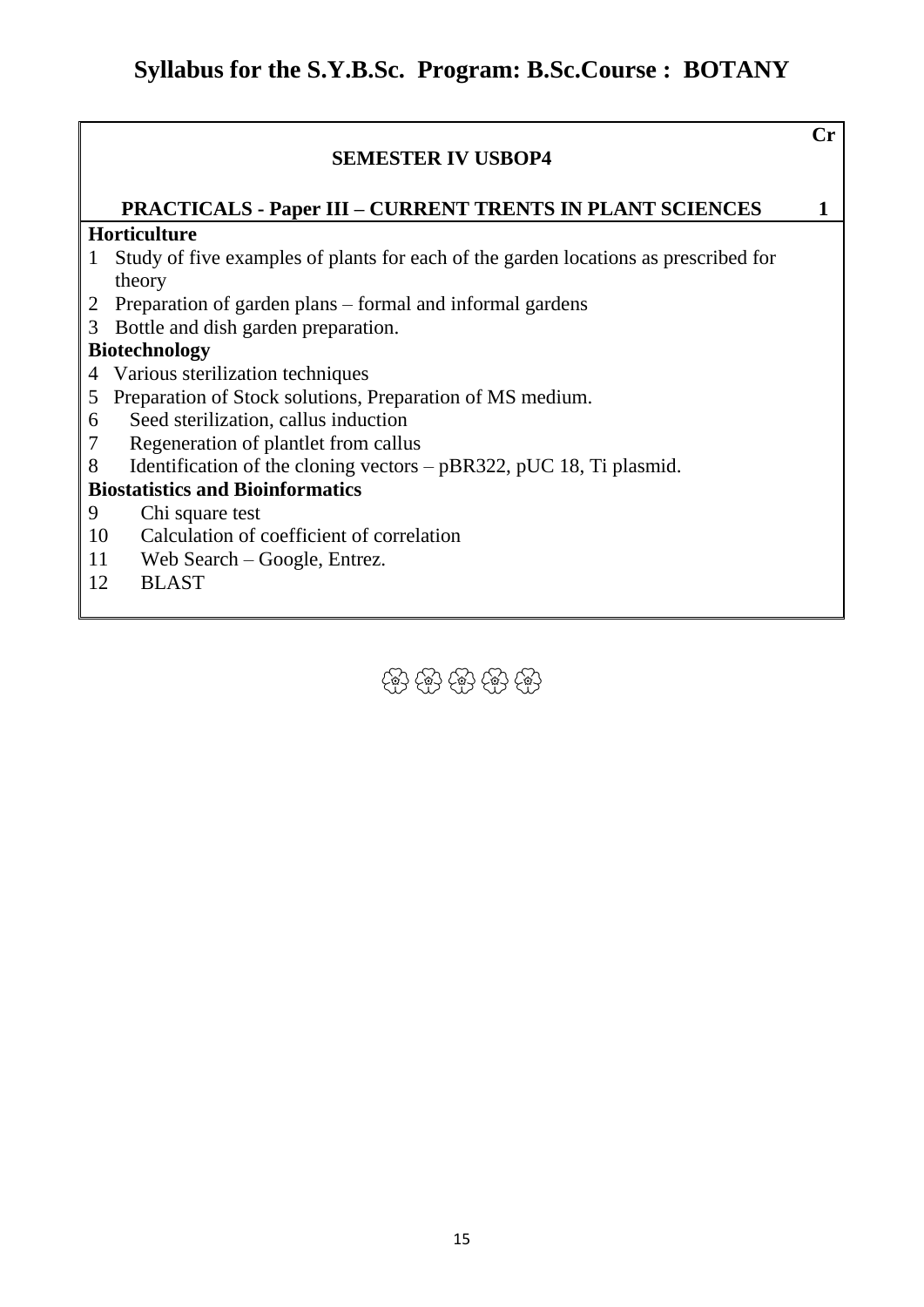# Syllabus for the S.Y.B.Sc. Program: B.Sc.Course : BOTANY

| SEMESTER IV USBOP4 | Cr |
|---|---|
| **PRACTICALS - Paper III – CURRENT TRENTS IN PLANT SCIENCES** | **1** |

**Horticulture**

1 Study of five examples of plants for each of the garden locations as prescribed for theory
2 Preparation of garden plans – formal and informal gardens
3 Bottle and dish garden preparation.

**Biotechnology**

4 Various sterilization techniques
5 Preparation of Stock solutions, Preparation of MS medium.
6 Seed sterilization, callus induction
7 Regeneration of plantlet from callus
8 Identification of the cloning vectors – pBR322, pUC 18, Ti plasmid.

**Biostatistics and Bioinformatics**

9 Chi square test
10 Calculation of coefficient of correlation
11 Web Search – Google, Entrez.
12 BLAST

❀❀❀❀❀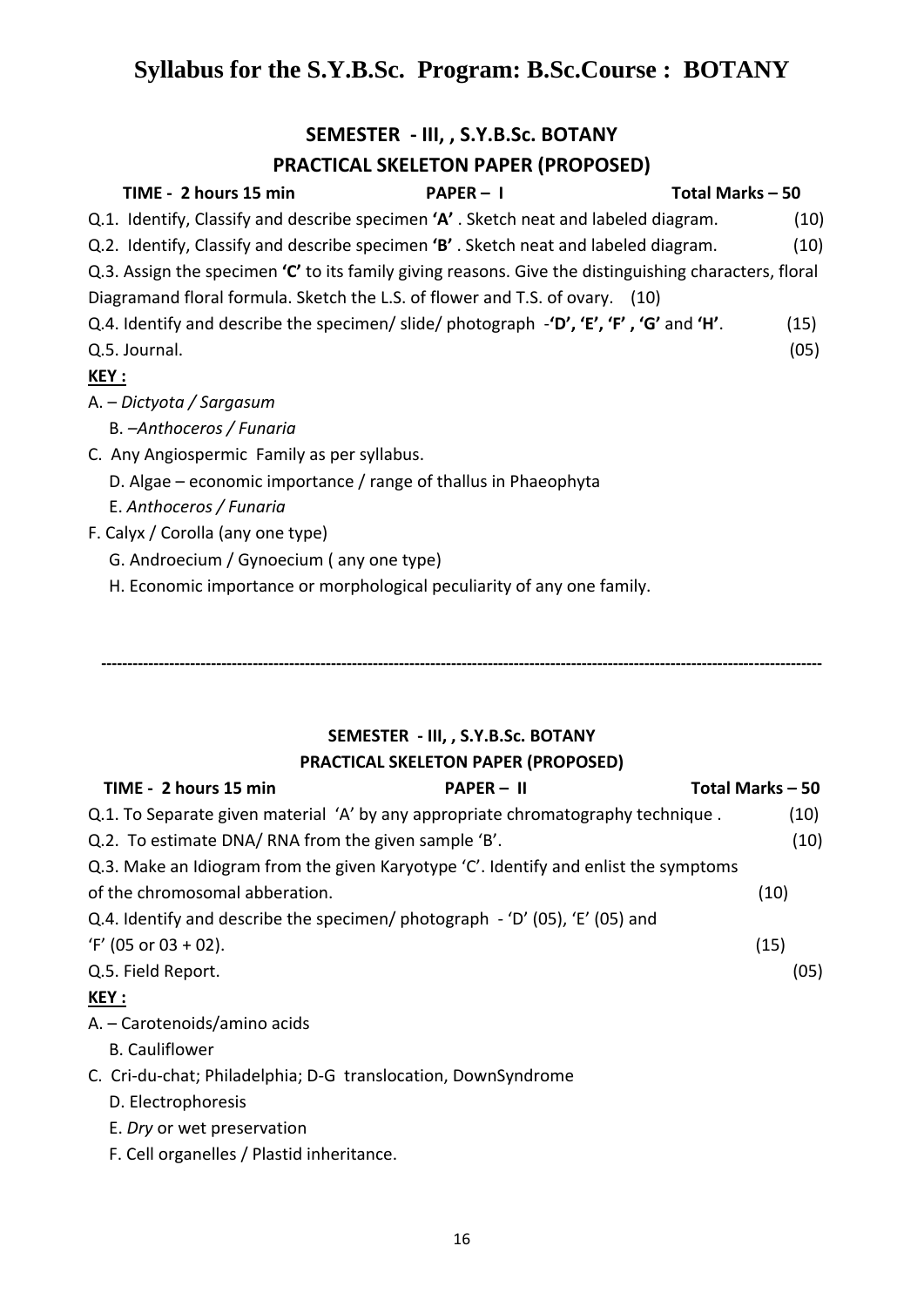# Syllabus for the S.Y.B.Sc. Program: B.Sc.Course : BOTANY

## SEMESTER - III, , S.Y.B.Sc. BOTANY
## PRACTICAL SKELETON PAPER (PROPOSED)

**TIME - 2 hours 15 min** **PAPER – I** **Total Marks – 50**

Q.1. Identify, Classify and describe specimen **'A'** . Sketch neat and labeled diagram. (10)

Q.2. Identify, Classify and describe specimen **'B'** . Sketch neat and labeled diagram. (10)

Q.3. Assign the specimen **'C'** to its family giving reasons. Give the distinguishing characters, floral Diagramand floral formula. Sketch the L.S. of flower and T.S. of ovary. (10)

Q.4. Identify and describe the specimen/ slide/ photograph -**'D', 'E', 'F' , 'G'** and **'H'**. (15)

Q.5. Journal. (05)

**KEY :**

A. – *Dictyota / Sargasum*

B. –*Anthoceros / Funaria*

C. Any Angiospermic Family as per syllabus.

D. Algae – economic importance / range of thallus in Phaeophyta

E. *Anthoceros / Funaria*

F. Calyx / Corolla (any one type)

G. Androecium / Gynoecium ( any one type)

H. Economic importance or morphological peculiarity of any one family.

---

## SEMESTER - III, , S.Y.B.Sc. BOTANY
## PRACTICAL SKELETON PAPER (PROPOSED)

**TIME - 2 hours 15 min** **PAPER – II** **Total Marks – 50**

Q.1. To Separate given material 'A' by any appropriate chromatography technique . (10)

Q.2. To estimate DNA/ RNA from the given sample 'B'. (10)

Q.3. Make an Idiogram from the given Karyotype 'C'. Identify and enlist the symptoms of the chromosomal abberation. (10)

Q.4. Identify and describe the specimen/ photograph - 'D' (05), 'E' (05) and 'F' (05 or 03 + 02). (15)

Q.5. Field Report. (05)

**KEY :**

A. – Carotenoids/amino acids

B. Cauliflower

C. Cri-du-chat; Philadelphia; D-G translocation, DownSyndrome

D. Electrophoresis

E. *Dry* or wet preservation

F. Cell organelles / Plastid inheritance.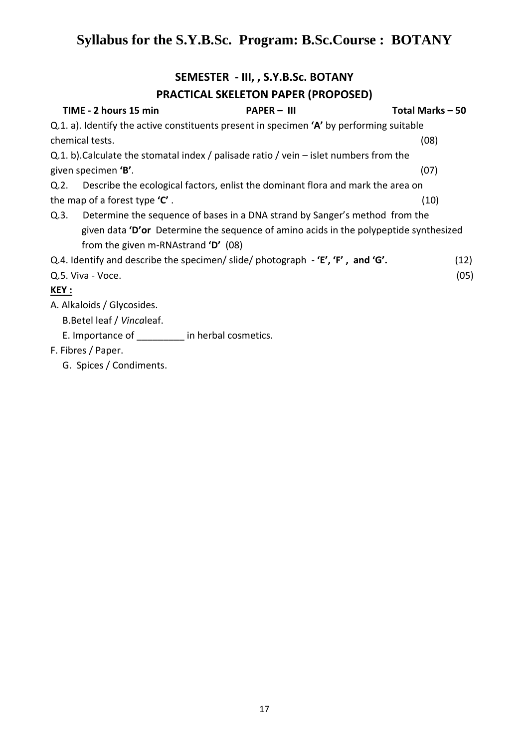# Syllabus for the S.Y.B.Sc. Program: B.Sc.Course : BOTANY

## SEMESTER - III, , S.Y.B.Sc. BOTANY

## PRACTICAL SKELETON PAPER (PROPOSED)

**TIME - 2 hours 15 min** **PAPER – III** **Total Marks – 50**

Q.1. a). Identify the active constituents present in specimen **'A'** by performing suitable chemical tests. (08)

Q.1. b).Calculate the stomatal index / palisade ratio / vein – islet numbers from the given specimen **'B'**. (07)

Q.2. Describe the ecological factors, enlist the dominant flora and mark the area on the map of a forest type **'C'** . (10)

Q.3. Determine the sequence of bases in a DNA strand by Sanger's method from the given data **'D'or** Determine the sequence of amino acids in the polypeptide synthesized from the given m-RNAstrand **'D'** (08)

Q.4. Identify and describe the specimen/ slide/ photograph - **'E', 'F' , and 'G'.** (12)

Q.5. Viva - Voce. (05)

**KEY :**

A. Alkaloids / Glycosides.

B.Betel leaf / *Vinca*leaf.

E. Importance of _________ in herbal cosmetics.

F. Fibres / Paper.

G. Spices / Condiments.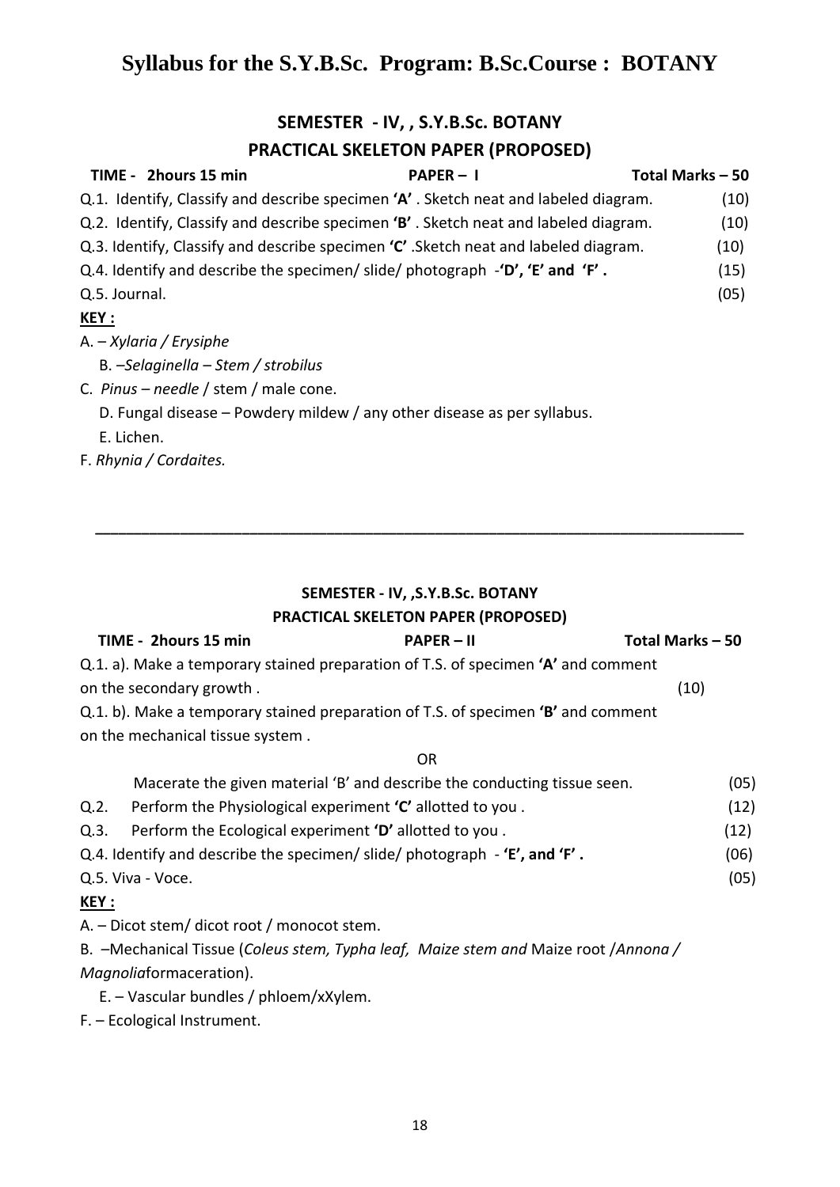# Syllabus for the S.Y.B.Sc. Program: B.Sc.Course : BOTANY

## SEMESTER - IV, , S.Y.B.Sc. BOTANY

## PRACTICAL SKELETON PAPER (PROPOSED)

**TIME - 2hours 15 min** **PAPER – I** **Total Marks – 50**

| | |
|---|---|
| Q.1. Identify, Classify and describe specimen **'A'** . Sketch neat and labeled diagram. | (10) |
| Q.2. Identify, Classify and describe specimen **'B'** . Sketch neat and labeled diagram. | (10) |
| Q.3. Identify, Classify and describe specimen **'C'** .Sketch neat and labeled diagram. | (10) |
| Q.4. Identify and describe the specimen/ slide/ photograph -**'D', 'E' and 'F' .** | (15) |
| Q.5. Journal. | (05) |

**KEY :**

A. – *Xylaria / Erysiphe*

B. –*Selaginella – Stem / strobilus*

C. *Pinus – needle* / stem / male cone.

D. Fungal disease – Powdery mildew / any other disease as per syllabus.

E. Lichen.

F. *Rhynia / Cordaites.*

---

## SEMESTER - IV, ,S.Y.B.Sc. BOTANY

## PRACTICAL SKELETON PAPER (PROPOSED)

**TIME - 2hours 15 min** **PAPER – II** **Total Marks – 50**

Q.1. a). Make a temporary stained preparation of T.S. of specimen **'A'** and comment on the secondary growth . (10)

Q.1. b). Make a temporary stained preparation of T.S. of specimen **'B'** and comment on the mechanical tissue system .

OR

Macerate the given material 'B' and describe the conducting tissue seen. (05)

| | |
|---|---|
| Q.2. Perform the Physiological experiment **'C'** allotted to you . | (12) |
| Q.3. Perform the Ecological experiment **'D'** allotted to you . | (12) |
| Q.4. Identify and describe the specimen/ slide/ photograph - **'E', and 'F' .** | (06) |
| Q.5. Viva - Voce. | (05) |

**KEY :**

A. – Dicot stem/ dicot root / monocot stem.

B. –Mechanical Tissue (*Coleus stem, Typha leaf, Maize stem and* Maize root /*Annona / Magnolia*formaceration).

E. – Vascular bundles / phloem/xXylem.

F. – Ecological Instrument.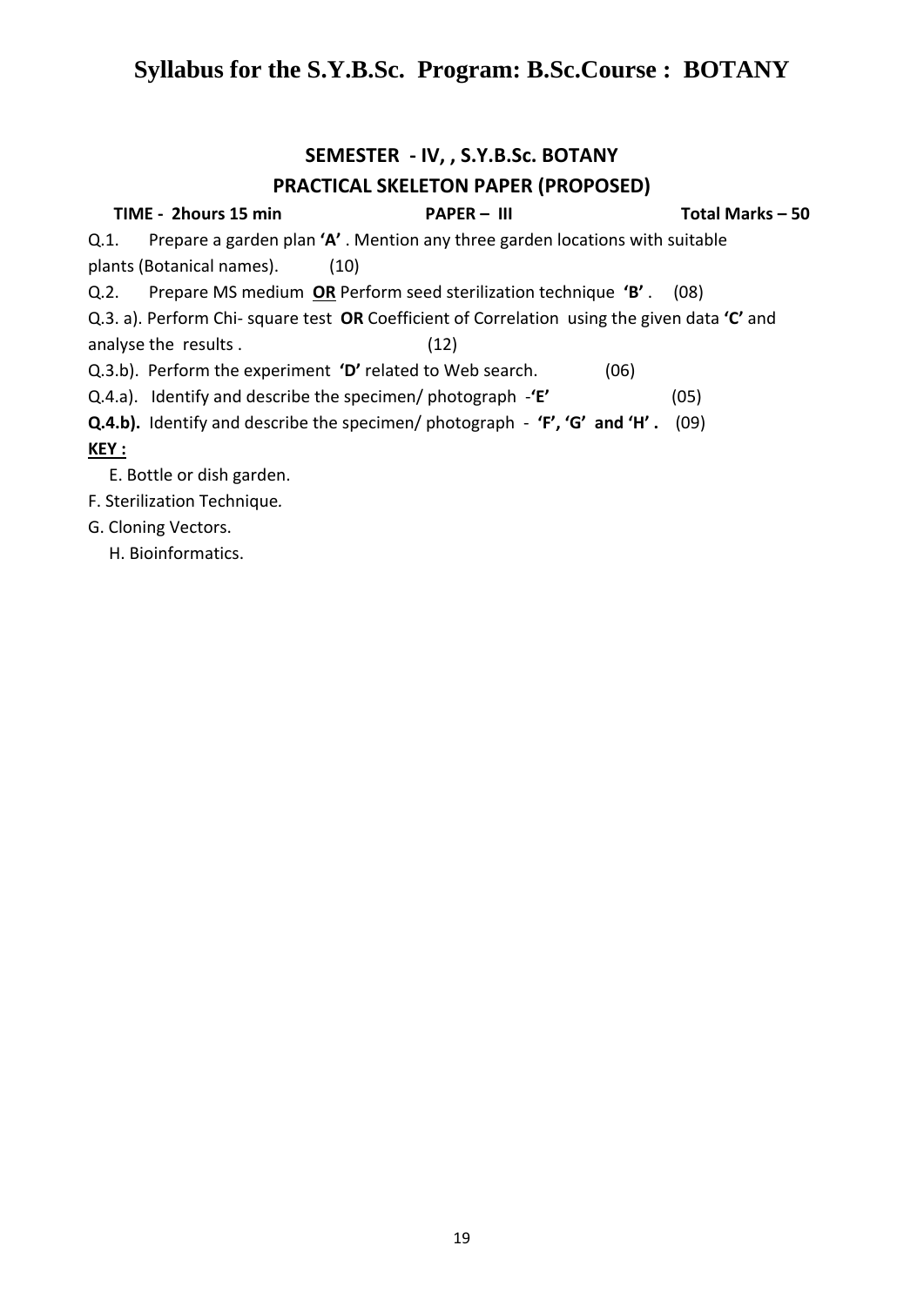# Syllabus for the S.Y.B.Sc. Program: B.Sc.Course : BOTANY

## SEMESTER - IV, , S.Y.B.Sc. BOTANY

## PRACTICAL SKELETON PAPER (PROPOSED)

**TIME - 2hours 15 min** **PAPER – III** **Total Marks – 50**

Q.1. Prepare a garden plan **'A'** . Mention any three garden locations with suitable plants (Botanical names). (10)

Q.2. Prepare MS medium **OR** Perform seed sterilization technique **'B'** . (08)

Q.3. a). Perform Chi- square test **OR** Coefficient of Correlation using the given data **'C'** and analyse the results . (12)

Q.3.b). Perform the experiment **'D'** related to Web search. (06)

Q.4.a). Identify and describe the specimen/ photograph -**'E'** (05)

**Q.4.b).** Identify and describe the specimen/ photograph - **'F', 'G' and 'H' .** (09)

**KEY :**

E. Bottle or dish garden.

F. Sterilization Technique.

G. Cloning Vectors.

H. Bioinformatics.